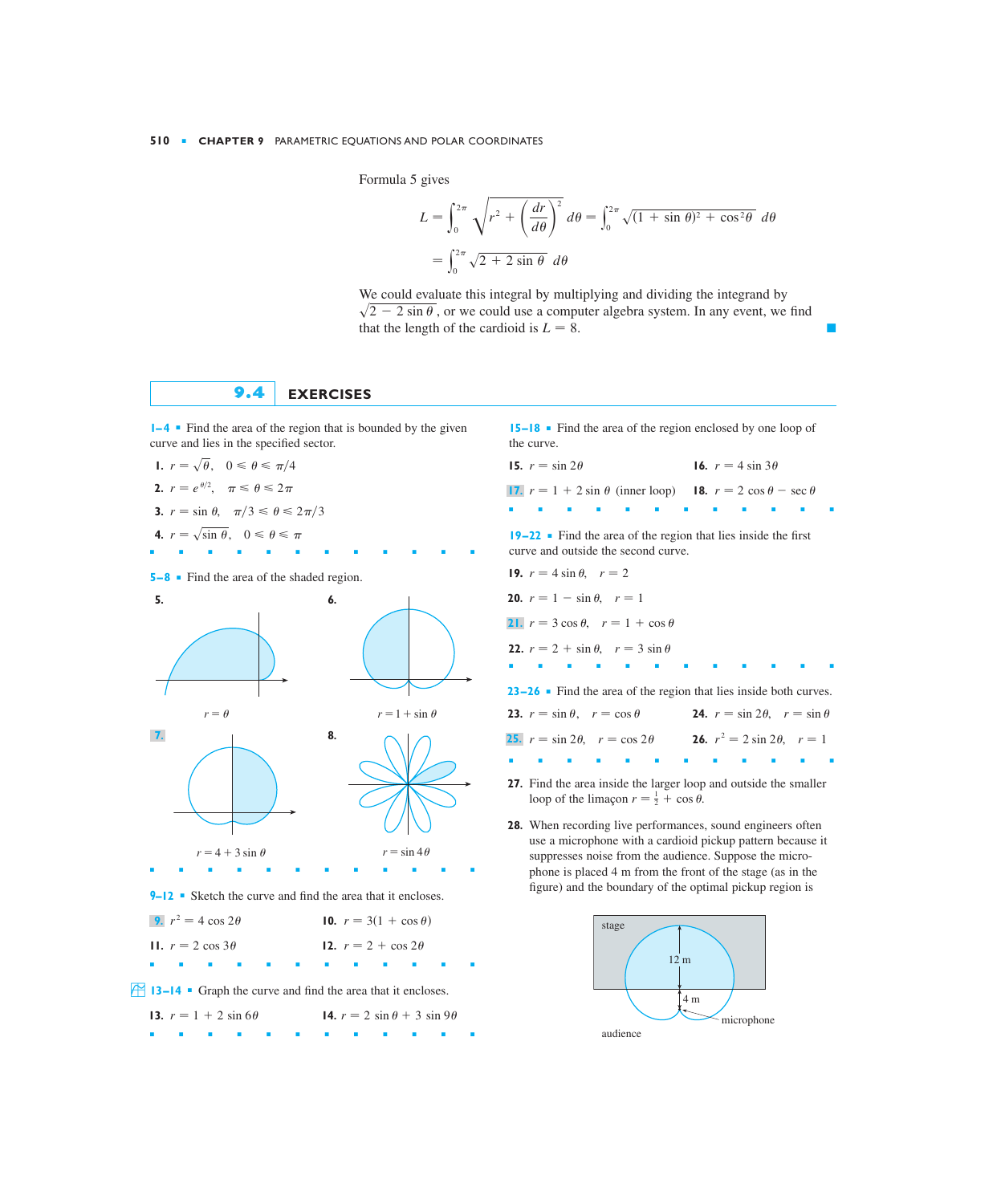Formula 5 gives

$$L = \int_0^{2\pi} \sqrt{r^2 + \left(\frac{dr}{d\theta}\right)^2}\, d\theta = \int_0^{2\pi} \sqrt{(1 + \sin\theta)^2 + \cos^2\theta}\, d\theta$$

$$= \int_0^{2\pi} \sqrt{2 + 2\sin\theta}\, d\theta$$

We could evaluate this integral by multiplying and dividing the integrand by $\sqrt{2 - 2\sin\theta}$, or we could use a computer algebra system. In any event, we find that the length of the cardioid is $L = 8$.

## 9.4 EXERCISES

**1–4** ▪ Find the area of the region that is bounded by the given curve and lies in the specified sector.

**1.** $r = \sqrt{\theta}$, $0 \leqslant \theta \leqslant \pi/4$

**2.** $r = e^{\theta/2}$, $\pi \leqslant \theta \leqslant 2\pi$

**3.** $r = \sin\theta$, $\pi/3 \leqslant \theta \leqslant 2\pi/3$

**4.** $r = \sqrt{\sin\theta}$, $0 \leqslant \theta \leqslant \pi$

**5–8** ▪ Find the area of the shaded region.

**5.** $r = \theta$

**6.** $r = 1 + \sin\theta$

**7.** $r = 4 + 3\sin\theta$

**8.** $r = \sin 4\theta$

**9–12** ▪ Sketch the curve and find the area that it encloses.

**9.** $r^2 = 4\cos 2\theta$

**10.** $r = 3(1 + \cos\theta)$

**11.** $r = 2\cos 3\theta$

**12.** $r = 2 + \cos 2\theta$

**13–14** ▪ Graph the curve and find the area that it encloses.

**13.** $r = 1 + 2\sin 6\theta$

**14.** $r = 2\sin\theta + 3\sin 9\theta$

**15–18** ▪ Find the area of the region enclosed by one loop of the curve.

**15.** $r = \sin 2\theta$

**16.** $r = 4\sin 3\theta$

**17.** $r = 1 + 2\sin\theta$ (inner loop)

**18.** $r = 2\cos\theta - \sec\theta$

**19–22** ▪ Find the area of the region that lies inside the first curve and outside the second curve.

**19.** $r = 4\sin\theta$, $r = 2$

**20.** $r = 1 - \sin\theta$, $r = 1$

**21.** $r = 3\cos\theta$, $r = 1 + \cos\theta$

**22.** $r = 2 + \sin\theta$, $r = 3\sin\theta$

**23–26** ▪ Find the area of the region that lies inside both curves.

**23.** $r = \sin\theta$, $r = \cos\theta$

**24.** $r = \sin 2\theta$, $r = \sin\theta$

**25.** $r = \sin 2\theta$, $r = \cos 2\theta$

**26.** $r^2 = 2\sin 2\theta$, $r = 1$

**27.** Find the area inside the larger loop and outside the smaller loop of the limaçon $r = \frac{1}{2} + \cos\theta$.

**28.** When recording live performances, sound engineers often use a microphone with a cardioid pickup pattern because it suppresses noise from the audience. Suppose the microphone is placed 4 m from the front of the stage (as in the figure) and the boundary of the optimal pickup region is

stage, 12 m, 4 m, microphone, audience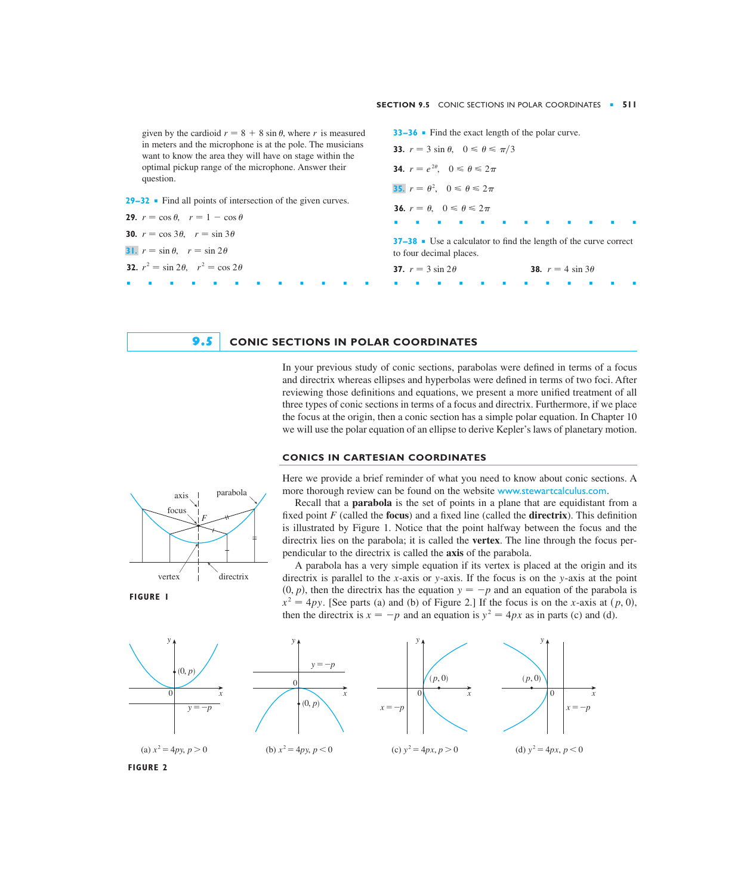given by the cardioid $r = 8 + 8\sin\theta$, where $r$ is measured in meters and the microphone is at the pole. The musicians want to know the area they will have on stage within the optimal pickup range of the microphone. Answer their question.

**29–32** ▪ Find all points of intersection of the given curves.

**29.** $r = \cos\theta$, $r = 1 - \cos\theta$

**30.** $r = \cos 3\theta$, $r = \sin 3\theta$

**31.** $r = \sin\theta$, $r = \sin 2\theta$

**32.** $r^2 = \sin 2\theta$, $r^2 = \cos 2\theta$

**33–36** ▪ Find the exact length of the polar curve.

**33.** $r = 3\sin\theta$, $0 \leqslant \theta \leqslant \pi/3$

**34.** $r = e^{2\theta}$, $0 \leqslant \theta \leqslant 2\pi$

**35.** $r = \theta^2$, $0 \leqslant \theta \leqslant 2\pi$

**36.** $r = \theta$, $0 \leqslant \theta \leqslant 2\pi$

**37–38** ▪ Use a calculator to find the length of the curve correct to four decimal places.

**37.** $r = 3\sin 2\theta$

**38.** $r = 4\sin 3\theta$

## 9.5 CONIC SECTIONS IN POLAR COORDINATES

In your previous study of conic sections, parabolas were defined in terms of a focus and directrix whereas ellipses and hyperbolas were defined in terms of two foci. After reviewing those definitions and equations, we present a more unified treatment of all three types of conic sections in terms of a focus and directrix. Furthermore, if we place the focus at the origin, then a conic section has a simple polar equation. In Chapter 10 we will use the polar equation of an ellipse to derive Kepler's laws of planetary motion.

### CONICS IN CARTESIAN COORDINATES

Here we provide a brief reminder of what you need to know about conic sections. A more thorough review can be found on the website www.stewartcalculus.com.

Recall that a **parabola** is the set of points in a plane that are equidistant from a fixed point $F$ (called the **focus**) and a fixed line (called the **directrix**). This definition is illustrated by Figure 1. Notice that the point halfway between the focus and the directrix lies on the parabola; it is called the **vertex**. The line through the focus perpendicular to the directrix is called the **axis** of the parabola.

axis
parabola
focus
$F$
vertex
directrix

**FIGURE 1**

A parabola has a very simple equation if its vertex is placed at the origin and its directrix is parallel to the $x$-axis or $y$-axis. If the focus is on the $y$-axis at the point $(0, p)$, then the directrix has the equation $y = -p$ and an equation of the parabola is $x^2 = 4py$. [See parts (a) and (b) of Figure 2.] If the focus is on the $x$-axis at $(p, 0)$, then the directrix is $x = -p$ and an equation is $y^2 = 4px$ as in parts (c) and (d).

(a) $x^2 = 4py$, $p > 0$

(b) $x^2 = 4py$, $p < 0$

(c) $y^2 = 4px$, $p > 0$

(d) $y^2 = 4px$, $p < 0$

**FIGURE 2**